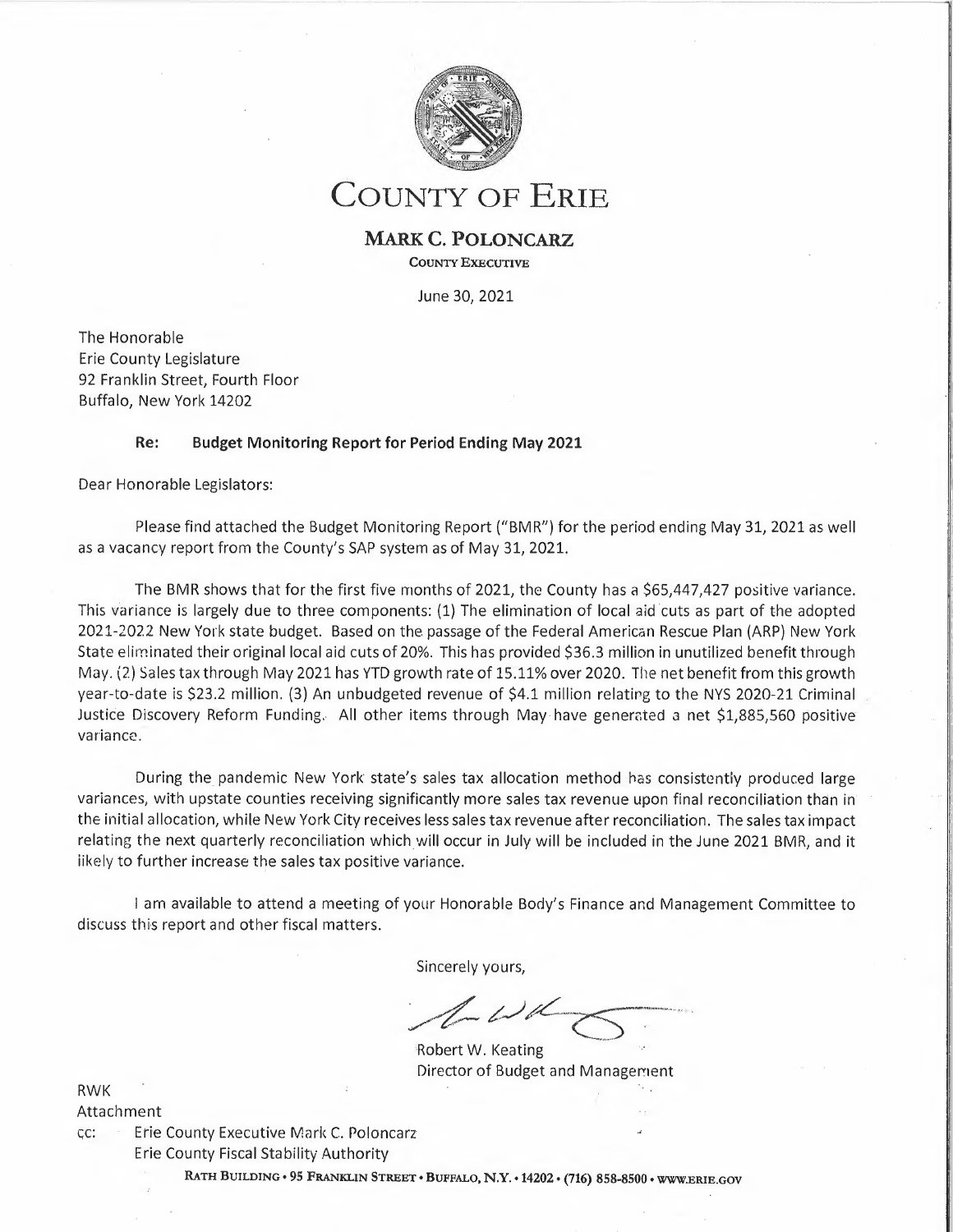# COUNTY OF ERIE

**MARK C. POLONCARZ**
COUNTY EXECUTIVE

June 30, 2021

The Honorable
Erie County Legislature
92 Franklin Street, Fourth Floor
Buffalo, New York 14202

**Re: Budget Monitoring Report for Period Ending May 2021**

Dear Honorable Legislators:

Please find attached the Budget Monitoring Report ("BMR") for the period ending May 31, 2021 as well as a vacancy report from the County's SAP system as of May 31, 2021.

The BMR shows that for the first five months of 2021, the County has a $65,447,427 positive variance. This variance is largely due to three components: (1) The elimination of local aid cuts as part of the adopted 2021-2022 New York state budget. Based on the passage of the Federal American Rescue Plan (ARP) New York State eliminated their original local aid cuts of 20%. This has provided $36.3 million in unutilized benefit through May. (2) Sales tax through May 2021 has YTD growth rate of 15.11% over 2020. The net benefit from this growth year-to-date is $23.2 million. (3) An unbudgeted revenue of $4.1 million relating to the NYS 2020-21 Criminal Justice Discovery Reform Funding. All other items through May have generated a net $1,885,560 positive variance.

During the pandemic New York state's sales tax allocation method has consistently produced large variances, with upstate counties receiving significantly more sales tax revenue upon final reconciliation than in the initial allocation, while New York City receives less sales tax revenue after reconciliation. The sales tax impact relating the next quarterly reconciliation which will occur in July will be included in the June 2021 BMR, and it likely to further increase the sales tax positive variance.

I am available to attend a meeting of your Honorable Body's Finance and Management Committee to discuss this report and other fiscal matters.

Sincerely yours,

Robert W. Keating
Director of Budget and Management

RWK
Attachment
cc: Erie County Executive Mark C. Poloncarz
Erie County Fiscal Stability Authority

RATH BUILDING • 95 FRANKLIN STREET • BUFFALO, N.Y. • 14202 • (716) 858-8500 • WWW.ERIE.GOV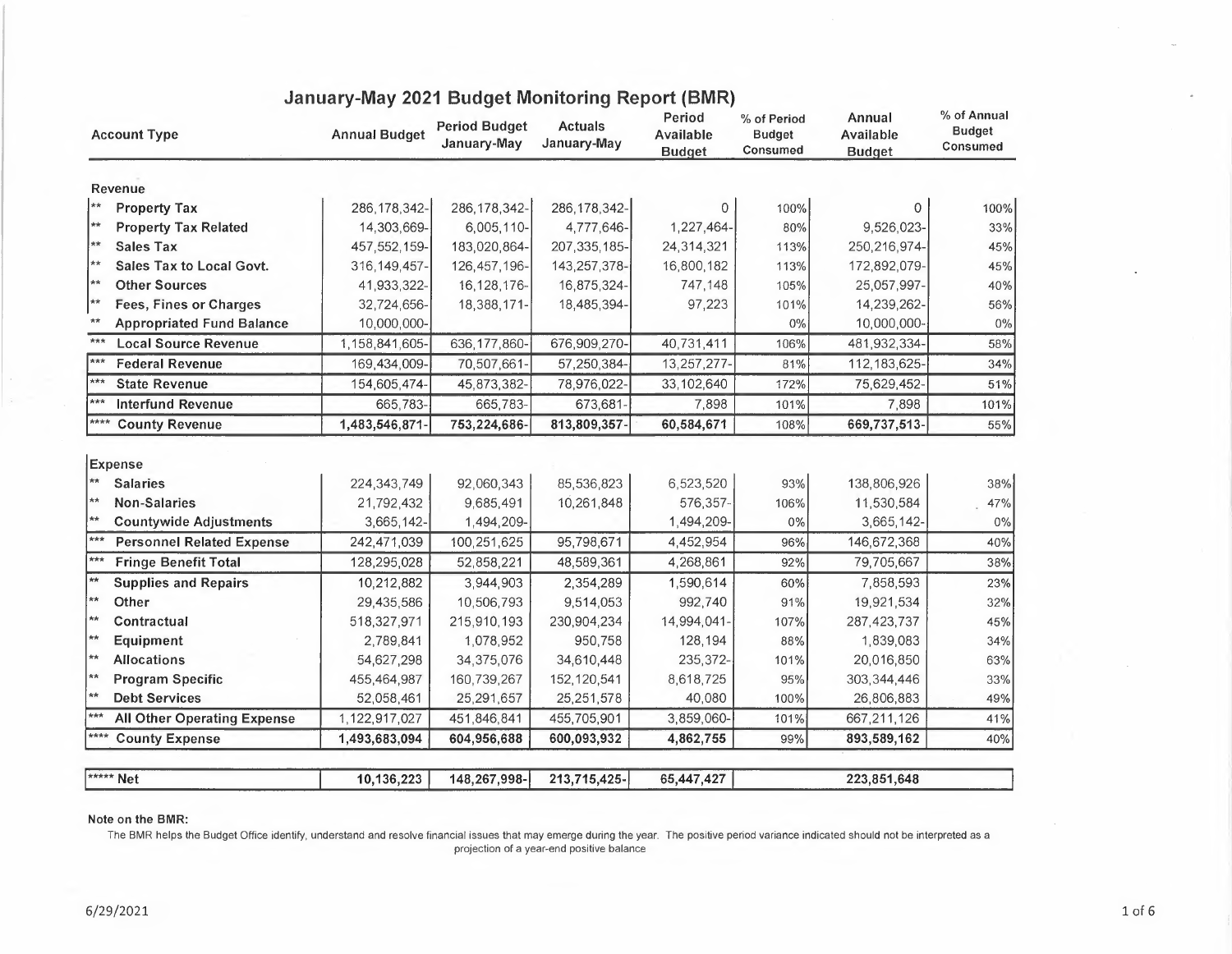# January-May 2021 Budget Monitoring Report (BMR)

| Account Type | Annual Budget | Period Budget January-May | Actuals January-May | Period Available Budget | % of Period Budget Consumed | Annual Available Budget | % of Annual Budget Consumed |
|---|---|---|---|---|---|---|---|
| **Revenue** | | | | | | | |
| ** **Property Tax** | 286,178,342- | 286,178,342- | 286,178,342- | 0 | 100% | 0 | 100% |
| ** **Property Tax Related** | 14,303,669- | 6,005,110- | 4,777,646- | 1,227,464- | 80% | 9,526,023- | 33% |
| ** **Sales Tax** | 457,552,159- | 183,020,864- | 207,335,185- | 24,314,321 | 113% | 250,216,974- | 45% |
| ** **Sales Tax to Local Govt.** | 316,149,457- | 126,457,196- | 143,257,378- | 16,800,182 | 113% | 172,892,079- | 45% |
| ** **Other Sources** | 41,933,322- | 16,128,176- | 16,875,324- | 747,148 | 105% | 25,057,997- | 40% |
| ** **Fees, Fines or Charges** | 32,724,656- | 18,388,171- | 18,485,394- | 97,223 | 101% | 14,239,262- | 56% |
| ** **Appropriated Fund Balance** | 10,000,000- | | | | 0% | 10,000,000- | 0% |
| *** **Local Source Revenue** | 1,158,841,605- | 636,177,860- | 676,909,270- | 40,731,411 | 106% | 481,932,334- | 58% |
| *** **Federal Revenue** | 169,434,009- | 70,507,661- | 57,250,384- | 13,257,277- | 81% | 112,183,625- | 34% |
| *** **State Revenue** | 154,605,474- | 45,873,382- | 78,976,022- | 33,102,640 | 172% | 75,629,452- | 51% |
| *** **Interfund Revenue** | 665,783- | 665,783- | 673,681- | 7,898 | 101% | 7,898 | 101% |
| **** **County Revenue** | **1,483,546,871-** | **753,224,686-** | **813,809,357-** | **60,584,671** | 108% | **669,737,513-** | 55% |
| **Expense** | | | | | | | |
| ** **Salaries** | 224,343,749 | 92,060,343 | 85,536,823 | 6,523,520 | 93% | 138,806,926 | 38% |
| ** **Non-Salaries** | 21,792,432 | 9,685,491 | 10,261,848 | 576,357- | 106% | 11,530,584 | 47% |
| ** **Countywide Adjustments** | 3,665,142- | 1,494,209- | | 1,494,209- | 0% | 3,665,142- | 0% |
| *** **Personnel Related Expense** | 242,471,039 | 100,251,625 | 95,798,671 | 4,452,954 | 96% | 146,672,368 | 40% |
| *** **Fringe Benefit Total** | 128,295,028 | 52,858,221 | 48,589,361 | 4,268,861 | 92% | 79,705,667 | 38% |
| ** **Supplies and Repairs** | 10,212,882 | 3,944,903 | 2,354,289 | 1,590,614 | 60% | 7,858,593 | 23% |
| ** **Other** | 29,435,586 | 10,506,793 | 9,514,053 | 992,740 | 91% | 19,921,534 | 32% |
| ** **Contractual** | 518,327,971 | 215,910,193 | 230,904,234 | 14,994,041- | 107% | 287,423,737 | 45% |
| ** **Equipment** | 2,789,841 | 1,078,952 | 950,758 | 128,194 | 88% | 1,839,083 | 34% |
| ** **Allocations** | 54,627,298 | 34,375,076 | 34,610,448 | 235,372- | 101% | 20,016,850 | 63% |
| ** **Program Specific** | 455,464,987 | 160,739,267 | 152,120,541 | 8,618,725 | 95% | 303,344,446 | 33% |
| ** **Debt Services** | 52,058,461 | 25,291,657 | 25,251,578 | 40,080 | 100% | 26,806,883 | 49% |
| *** **All Other Operating Expense** | 1,122,917,027 | 451,846,841 | 455,705,901 | 3,859,060- | 101% | 667,211,126 | 41% |
| **** **County Expense** | **1,493,683,094** | **604,956,688** | **600,093,932** | **4,862,755** | 99% | **893,589,162** | 40% |
| ***** **Net** | **10,136,223** | **148,267,998-** | **213,715,425-** | **65,447,427** | | **223,851,648** | |

**Note on the BMR:**

The BMR helps the Budget Office identify, understand and resolve financial issues that may emerge during the year. The positive period variance indicated should not be interpreted as a projection of a year-end positive balance

6/29/2021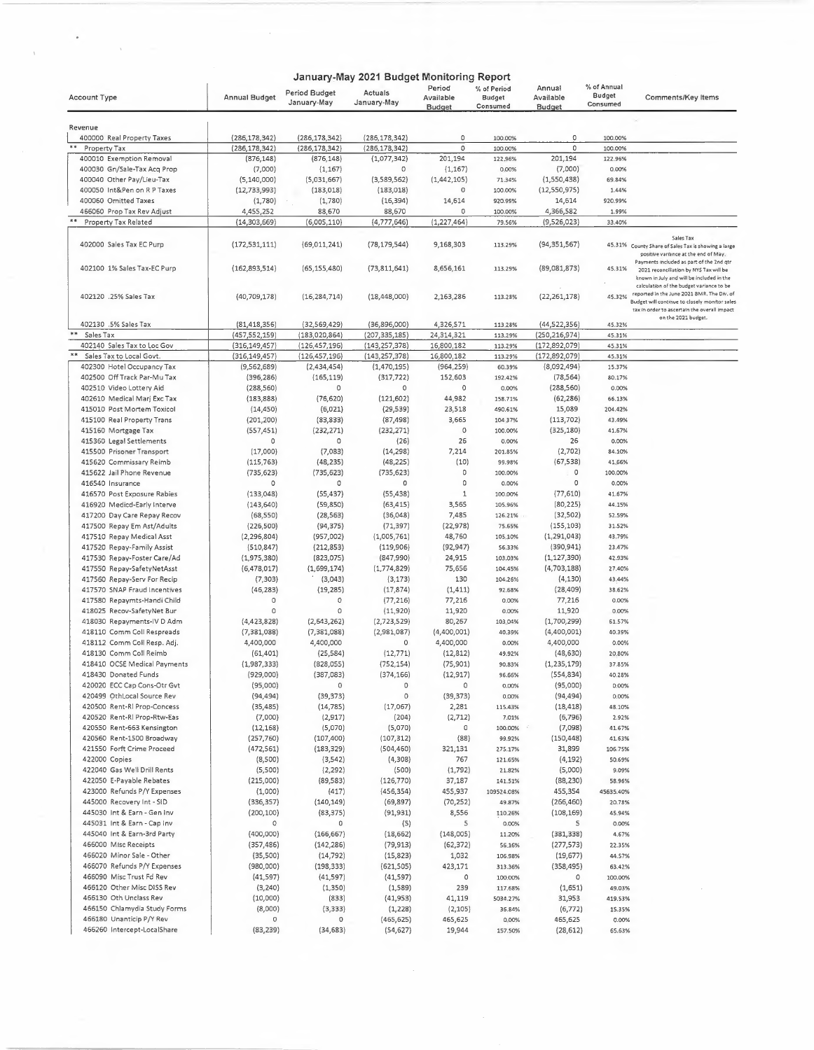# January-May 2021 Budget Monitoring Report

| Account Type | Annual Budget | Period Budget January-May | Actuals January-May | Period Available Budget | % of Period Budget Consumed | Annual Available Budget | % of Annual Budget Consumed | Comments/Key Items |
|---|---|---|---|---|---|---|---|---|
| Revenue | | | | | | | | |
| 400000 Real Property Taxes | (286,178,342) | (286,178,342) | (286,178,342) | 0 | 100.00% | 0 | 100.00% | |
| ** Property Tax | (286,178,342) | (286,178,342) | (286,178,342) | 0 | 100.00% | 0 | 100.00% | |
| 400010 Exemption Removal | (876,148) | (876,148) | (1,077,342) | 201,194 | 122.96% | 201,194 | 122.96% | |
| 400030 Gn/Sale-Tax Acq Prop | (7,000) | (1,167) | 0 | (1,167) | 0.00% | (7,000) | 0.00% | |
| 400040 Other Pay/Lieu-Tax | (5,140,000) | (5,031,667) | (3,589,562) | (1,442,105) | 71.34% | (1,550,438) | 69.84% | |
| 400050 Int&Pen on R P Taxes | (12,733,993) | (183,018) | (183,018) | 0 | 100.00% | (12,550,975) | 1.44% | |
| 400060 Omitted Taxes | (1,780) | (1,780) | (16,394) | 14,614 | 920.99% | 14,614 | 920.99% | |
| 466060 Prop Tax Rev Adjust | 4,455,252 | 88,670 | 88,670 | 0 | 100.00% | 4,366,582 | 1.99% | |
| ** Property Tax Related | (14,303,669) | (6,005,110) | (4,777,646) | (1,227,464) | 79.56% | (9,526,023) | 33.40% | |
| 402000 Sales Tax EC Purp | (172,531,111) | (69,011,241) | (78,179,544) | 9,168,303 | 113.29% | (94,351,567) | 45.31% | Sales Tax<br>County Share of Sales Tax is showing a large positive variance at the end of May. Payments included as part of the 2nd qtr 2021 reconciliation by NYS Tax will be known in July and will be included in the calculation of the budget variance to be reported in the June 2021 BMR. The Div. of Budget will continue to closely monitor sales tax in order to ascertain the overall impact on the 2021 budget. |
| 402100 1% Sales Tax-EC Purp | (162,893,514) | (65,155,480) | (73,811,641) | 8,656,161 | 113.29% | (89,081,873) | 45.31% | |
| 402120 .25% Sales Tax | (40,709,178) | (16,284,714) | (18,448,000) | 2,163,286 | 113.28% | (22,261,178) | 45.32% | |
| 402130 .5% Sales Tax | (81,418,356) | (32,569,429) | (36,896,000) | 4,326,571 | 113.28% | (44,522,356) | 45.32% | |
| ** Sales Tax | (457,552,159) | (183,020,864) | (207,335,185) | 24,314,321 | 113.29% | (250,216,974) | 45.31% | |
| 402140 Sales Tax to Loc Gov | (316,149,457) | (126,457,196) | (143,257,378) | 16,800,182 | 113.29% | (172,892,079) | 45.31% | |
| ** Sales Tax to Local Govt. | (316,149,457) | (126,457,196) | (143,257,378) | 16,800,182 | 113.29% | (172,892,079) | 45.31% | |
| 402300 Hotel Occupancy Tax | (9,562,689) | (2,434,454) | (1,470,195) | (964,259) | 60.39% | (8,092,494) | 15.37% | |
| 402500 Off Track Par-Mu Tax | (396,286) | (165,119) | (317,722) | 152,603 | 192.42% | (78,564) | 80.17% | |
| 402510 Video Lottery Aid | (288,560) | 0 | 0 | 0 | 0.00% | (288,560) | 0.00% | |
| 402610 Medical Marj Exc Tax | (183,888) | (76,620) | (121,602) | 44,982 | 158.71% | (62,286) | 66.13% | |
| 415010 Post Mortem Toxicol | (14,450) | (6,021) | (29,539) | 23,518 | 490.61% | 15,089 | 204.42% | |
| 415100 Real Property Trans | (201,200) | (83,833) | (87,498) | 3,665 | 104.37% | (113,702) | 43.49% | |
| 415160 Mortgage Tax | (557,451) | (232,271) | (232,271) | 0 | 100.00% | (325,180) | 41.67% | |
| 415360 Legal Settlements | 0 | 0 | (26) | 26 | 0.00% | 26 | 0.00% | |
| 415500 Prisoner Transport | (17,000) | (7,083) | (14,298) | 7,214 | 201.85% | (2,702) | 84.10% | |
| 415620 Commissary Reimb | (115,763) | (48,235) | (48,225) | (10) | 99.98% | (67,538) | 41.66% | |
| 415622 Jail Phone Revenue | (735,623) | (735,623) | (735,623) | 0 | 100.00% | 0 | 100.00% | |
| 416540 Insurance | 0 | 0 | 0 | 0 | 0.00% | 0 | 0.00% | |
| 416570 Post Exposure Rabies | (133,048) | (55,437) | (55,438) | 1 | 100.00% | (77,610) | 41.67% | |
| 416920 Medicd-Early Interve | (143,640) | (59,850) | (63,415) | 3,565 | 105.96% | (80,225) | 44.15% | |
| 417200 Day Care Repay Recov | (68,550) | (28,563) | (36,048) | 7,485 | 126.21% | (32,502) | 52.59% | |
| 417500 Repay Em Ast/Adults | (226,500) | (94,375) | (71,397) | (22,978) | 75.65% | (155,103) | 31.52% | |
| 417510 Repay Medical Asst | (2,296,804) | (957,002) | (1,005,761) | 48,760 | 105.10% | (1,291,043) | 43.79% | |
| 417520 Repay-Family Assist | (510,847) | (212,853) | (119,906) | (92,947) | 56.33% | (390,941) | 23.47% | |
| 417530 Repay-Foster Care/Ad | (1,975,380) | (823,075) | (847,990) | 24,915 | 103.03% | (1,127,390) | 42.93% | |
| 417550 Repay-SafetyNetAsst | (6,478,017) | (1,699,174) | (1,774,829) | 75,656 | 104.45% | (4,703,188) | 27.40% | |
| 417560 Repay-Serv For Recip | (7,303) | (3,043) | (3,173) | 130 | 104.26% | (4,130) | 43.44% | |
| 417570 SNAP Fraud Incentives | (46,283) | (19,285) | (17,874) | (1,411) | 92.68% | (28,409) | 38.62% | |
| 417580 Repaymts-Handi Child | 0 | 0 | (77,216) | 77,216 | 0.00% | 77,216 | 0.00% | |
| 418025 Recov-SafetyNet Bur | 0 | 0 | (11,920) | 11,920 | 0.00% | 11,920 | 0.00% | |
| 418030 Repayments-IV D Adm | (4,423,828) | (2,643,262) | (2,723,529) | 80,267 | 103.04% | (1,700,299) | 61.57% | |
| 418110 Comm Coll Respreads | (7,381,088) | (7,381,088) | (2,981,087) | (4,400,001) | 40.39% | (4,400,001) | 40.39% | |
| 418112 Comm Coll Resp. Adj. | 4,400,000 | 4,400,000 | 0 | 4,400,000 | 0.00% | 4,400,000 | 0.00% | |
| 418130 Comm Coll Reimb | (61,401) | (25,584) | (12,771) | (12,812) | 49.92% | (48,630) | 20.80% | |
| 418410 OCSE Medical Payments | (1,987,333) | (828,055) | (752,154) | (75,901) | 90.83% | (1,235,179) | 37.85% | |
| 418430 Donated Funds | (929,000) | (387,083) | (374,166) | (12,917) | 96.66% | (554,834) | 40.28% | |
| 420020 ECC Cap Cons-Otr Gvt | (95,000) | 0 | 0 | 0 | 0.00% | (95,000) | 0.00% | |
| 420499 OthLocal Source Rev | (94,494) | (39,373) | 0 | (39,373) | 0.00% | (94,494) | 0.00% | |
| 420500 Rent-Rl Prop-Concess | (35,485) | (14,785) | (17,067) | 2,281 | 115.43% | (18,418) | 48.10% | |
| 420520 Rent-Rl Prop-Rtw-Eas | (7,000) | (2,917) | (204) | (2,712) | 7.01% | (6,796) | 2.92% | |
| 420550 Rent-663 Kensington | (12,168) | (5,070) | (5,070) | 0 | 100.00% | (7,098) | 41.67% | |
| 420560 Rent-1500 Broadway | (257,760) | (107,400) | (107,312) | (88) | 99.92% | (150,448) | 41.63% | |
| 421550 Forft Crime Proceed | (472,561) | (183,329) | (504,460) | 321,131 | 275.17% | 31,899 | 106.75% | |
| 422000 Copies | (8,500) | (3,542) | (4,308) | 767 | 121.65% | (4,192) | 50.69% | |
| 422040 Gas Well Drill Rents | (5,500) | (2,292) | (500) | (1,792) | 21.82% | (5,000) | 9.09% | |
| 422050 E-Payable Rebates | (215,000) | (89,583) | (126,770) | 37,187 | 141.51% | (88,230) | 58.96% | |
| 423000 Refunds P/Y Expenses | (1,000) | (417) | (456,354) | 455,937 | 109524.08% | 455,354 | 45635.40% | |
| 445000 Recovery Int - SID | (336,357) | (140,149) | (69,897) | (70,252) | 49.87% | (266,460) | 20.78% | |
| 445030 Int & Earn - Gen Inv | (200,100) | (83,375) | (91,931) | 8,556 | 110.26% | (108,169) | 45.94% | |
| 445031 Int & Earn - Cap Inv | 0 | 0 | (5) | 5 | 0.00% | 5 | 0.00% | |
| 445040 Int & Earn-3rd Party | (400,000) | (166,667) | (18,662) | (148,005) | 11.20% | (381,338) | 4.67% | |
| 466000 Misc Receipts | (357,486) | (142,286) | (79,913) | (62,372) | 56.16% | (277,573) | 22.35% | |
| 466020 Minor Sale - Other | (35,500) | (14,792) | (15,823) | 1,032 | 106.98% | (19,677) | 44.57% | |
| 466070 Refunds P/Y Expenses | (980,000) | (198,333) | (621,505) | 423,171 | 313.36% | (358,495) | 63.42% | |
| 466090 Misc Trust Fd Rev | (41,597) | (41,597) | (41,597) | 0 | 100.00% | 0 | 100.00% | |
| 466120 Other Misc DISS Rev | (3,240) | (1,350) | (1,589) | 239 | 117.68% | (1,651) | 49.03% | |
| 466130 Oth Unclass Rev | (10,000) | (833) | (41,953) | 41,119 | 5034.27% | 31,953 | 419.53% | |
| 466150 Chlamydia Study Forms | (8,000) | (3,333) | (1,228) | (2,105) | 36.84% | (6,772) | 15.35% | |
| 466180 Unanticip P/Y Rev | 0 | 0 | (465,625) | 465,625 | 0.00% | 465,625 | 0.00% | |
| 466260 Intercept-LocalShare | (83,239) | (34,683) | (54,627) | 19,944 | 157.50% | (28,612) | 65.63% | |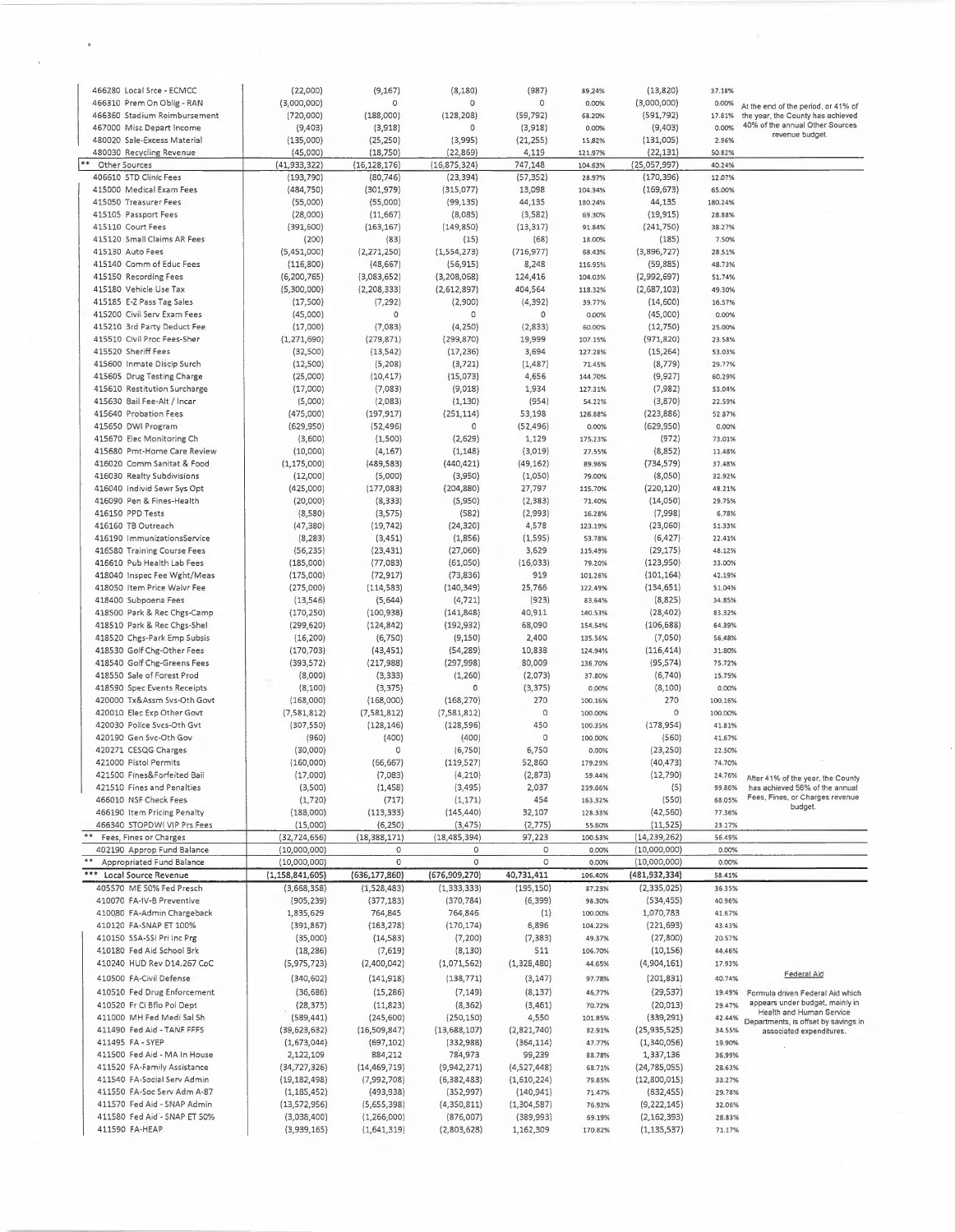| Account | | | | | | | | |
|---|---|---|---|---|---|---|---|---|
| 466280 Local Srce - ECMCC | (22,000) | (9,167) | (8,180) | (987) | 89.24% | (13,820) | 37.18% | |
| 466310 Prem On Oblig - RAN | (3,000,000) | 0 | 0 | 0 | 0.00% | (3,000,000) | 0.00% | At the end of the period, or 41% of the year, the County has achieved 40% of the annual Other Sources revenue budget. |
| 466360 Stadium Reimbursement | (720,000) | (188,000) | (128,208) | (59,792) | 68.20% | (591,792) | 17.81% | |
| 467000 Misc Depart Income | (9,403) | (3,918) | 0 | (3,918) | 0.00% | (9,403) | 0.00% | |
| 480020 Sale-Excess Material | (135,000) | (25,250) | (3,995) | (21,255) | 15.82% | (131,005) | 2.96% | |
| 480030 Recycling Revenue | (45,000) | (18,750) | (22,869) | 4,119 | 121.97% | (22,131) | 50.82% | |
| ** Other Sources | (41,933,322) | (16,128,176) | (16,875,324) | 747,148 | 104.63% | (25,057,997) | 40.24% | |
| 406610 STD Clinic Fees | (193,790) | (80,746) | (23,394) | (57,352) | 28.97% | (170,396) | 12.07% | |
| 415000 Medical Exam Fees | (484,750) | (301,979) | (315,077) | 13,098 | 104.34% | (169,673) | 65.00% | |
| 415050 Treasurer Fees | (55,000) | (55,000) | (99,135) | 44,135 | 180.24% | 44,135 | 180.24% | |
| 415105 Passport Fees | (28,000) | (11,667) | (8,085) | (3,582) | 69.30% | (19,915) | 28.88% | |
| 415110 Court Fees | (391,600) | (163,167) | (149,850) | (13,317) | 91.84% | (241,750) | 38.27% | |
| 415120 Small Claims AR Fees | (200) | (83) | (15) | (68) | 18.00% | (185) | 7.50% | |
| 415130 Auto Fees | (5,451,000) | (2,271,250) | (1,554,273) | (716,977) | 68.43% | (3,896,727) | 28.51% | |
| 415140 Comm of Educ Fees | (116,800) | (48,667) | (56,915) | 8,248 | 116.95% | (59,885) | 48.73% | |
| 415150 Recording Fees | (6,200,765) | (3,083,652) | (3,208,068) | 124,416 | 104.03% | (2,992,697) | 51.74% | |
| 415180 Vehicle Use Tax | (5,300,000) | (2,208,333) | (2,612,897) | 404,564 | 118.32% | (2,687,103) | 49.30% | |
| 415185 E-Z Pass Tag Sales | (17,500) | (7,292) | (2,900) | (4,392) | 39.77% | (14,600) | 16.57% | |
| 415200 Civil Serv Exam Fees | (45,000) | 0 | 0 | 0 | 0.00% | (45,000) | 0.00% | |
| 415210 3rd Party Deduct Fee | (17,000) | (7,083) | (4,250) | (2,833) | 60.00% | (12,750) | 25.00% | |
| 415510 Civil Proc Fees-Sher | (1,271,690) | (279,871) | (299,870) | 19,999 | 107.15% | (971,820) | 23.58% | |
| 415520 Sheriff Fees | (32,500) | (13,542) | (17,236) | 3,694 | 127.28% | (15,264) | 53.03% | |
| 415600 Inmate Discip Surch | (12,500) | (5,208) | (3,721) | (1,487) | 71.45% | (8,779) | 29.77% | |
| 415605 Drug Testing Charge | (25,000) | (10,417) | (15,073) | 4,656 | 144.70% | (9,927) | 60.29% | |
| 415610 Restitution Surcharge | (17,000) | (7,083) | (9,018) | 1,934 | 127.31% | (7,982) | 53.04% | |
| 415630 Bail Fee-Alt / Incar | (5,000) | (2,083) | (1,130) | (954) | 54.22% | (3,870) | 22.59% | |
| 415640 Probation Fees | (475,000) | (197,917) | (251,114) | 53,198 | 126.88% | (223,886) | 52.87% | |
| 415650 DWI Program | (629,950) | (52,496) | 0 | (52,496) | 0.00% | (629,950) | 0.00% | |
| 415670 Elec Monitoring Ch | (3,600) | (1,500) | (2,629) | 1,129 | 175.23% | (972) | 73.01% | |
| 415680 Pmt-Home Care Review | (10,000) | (4,167) | (1,148) | (3,019) | 27.55% | (8,852) | 11.48% | |
| 416020 Comm Sanitat & Food | (1,175,000) | (489,583) | (440,421) | (49,162) | 89.96% | (734,579) | 37.48% | |
| 416030 Realty Subdivisions | (12,000) | (5,000) | (3,950) | (1,050) | 79.00% | (8,050) | 32.92% | |
| 416040 Individ Sewr Sys Opt | (425,000) | (177,083) | (204,880) | 27,797 | 115.70% | (220,120) | 48.21% | |
| 416090 Pen & Fines-Health | (20,000) | (8,333) | (5,950) | (2,383) | 71.40% | (14,050) | 29.75% | |
| 416150 PPD Tests | (8,580) | (3,575) | (582) | (2,993) | 16.28% | (7,998) | 6.78% | |
| 416160 TB Outreach | (47,380) | (19,742) | (24,320) | 4,578 | 123.19% | (23,060) | 51.33% | |
| 416190 ImmunizationsService | (8,283) | (3,451) | (1,856) | (1,595) | 53.78% | (6,427) | 22.41% | |
| 416580 Training Course Fees | (56,235) | (23,431) | (27,060) | 3,629 | 115.49% | (29,175) | 48.12% | |
| 416610 Pub Health Lab Fees | (185,000) | (77,083) | (61,050) | (16,033) | 79.20% | (123,950) | 33.00% | |
| 418040 Inspec Fee Wght/Meas | (175,000) | (72,917) | (73,836) | 919 | 101.26% | (101,164) | 42.19% | |
| 418050 Item Price Waivr Fee | (275,000) | (114,583) | (140,349) | 25,766 | 122.49% | (134,651) | 51.04% | |
| 418400 Subpoena Fees | (13,546) | (5,644) | (4,721) | (923) | 83.64% | (8,825) | 34.85% | |
| 418500 Park & Rec Chgs-Camp | (170,250) | (100,938) | (141,848) | 40,911 | 140.53% | (28,402) | 83.32% | |
| 418510 Park & Rec Chgs-Shel | (299,620) | (124,842) | (192,932) | 68,090 | 154.54% | (106,688) | 64.39% | |
| 418520 Chgs-Park Emp Subsis | (16,200) | (6,750) | (9,150) | 2,400 | 135.56% | (7,050) | 56.48% | |
| 418530 Golf Chg-Other Fees | (170,703) | (43,451) | (54,289) | 10,838 | 124.94% | (116,414) | 31.80% | |
| 418540 Golf Chg-Greens Fees | (393,572) | (217,988) | (297,998) | 80,009 | 136.70% | (95,574) | 75.72% | |
| 418550 Sale of Forest Prod | (8,000) | (3,333) | (1,260) | (2,073) | 37.80% | (6,740) | 15.75% | |
| 418590 Spec Events Receipts | (8,100) | (3,375) | 0 | (3,375) | 0.00% | (8,100) | 0.00% | |
| 420000 Tx&Assm Svs-Oth Govt | (168,000) | (168,000) | (168,270) | 270 | 100.16% | 270 | 100.16% | |
| 420010 Elec Exp Other Govt | (7,581,812) | (7,581,812) | (7,581,812) | 0 | 100.00% | 0 | 100.00% | |
| 420030 Police Svcs-Oth Gvt | (307,550) | (128,146) | (128,596) | 450 | 100.35% | (178,954) | 41.81% | |
| 420190 Gen Svc-Oth Gov | (960) | (400) | (400) | 0 | 100.00% | (560) | 41.67% | |
| 420271 CESQG Charges | (30,000) | 0 | (6,750) | 6,750 | 0.00% | (23,250) | 22.50% | |
| 421000 Pistol Permits | (160,000) | (66,667) | (119,527) | 52,860 | 179.29% | (40,473) | 74.70% | |
| 421500 Fines&Forfeited Bail | (17,000) | (7,083) | (4,210) | (2,873) | 59.44% | (12,790) | 24.76% | After 41% of the year, the County has achieved 56% of the annual Fees, Fines, or Charges revenue budget. |
| 421510 Fines and Penalties | (3,500) | (1,458) | (3,495) | 2,037 | 239.66% | (5) | 99.86% | |
| 466010 NSF Check Fees | (1,720) | (717) | (1,171) | 454 | 163.32% | (550) | 68.05% | |
| 466190 Item Pricing Penalty | (188,000) | (113,333) | (145,440) | 32,107 | 128.33% | (42,560) | 77.36% | |
| 466340 STOPDWI VIP Prs Fees | (15,000) | (6,250) | (3,475) | (2,775) | 55.60% | (11,525) | 23.17% | |
| ** Fees, Fines or Charges | (32,724,656) | (18,388,171) | (18,485,394) | 97,223 | 100.53% | (14,239,262) | 56.49% | |
| 402190 Approp Fund Balance | (10,000,000) | 0 | 0 | 0 | 0.00% | (10,000,000) | 0.00% | |
| ** Appropriated Fund Balance | (10,000,000) | 0 | 0 | 0 | 0.00% | (10,000,000) | 0.00% | |
| *** Local Source Revenue | (1,158,841,605) | (636,177,860) | (676,909,270) | 40,731,411 | 106.40% | (481,932,334) | 58.41% | |
| 405570 ME 50% Fed Presch | (3,668,358) | (1,528,483) | (1,333,333) | (195,150) | 87.23% | (2,335,025) | 36.35% | |
| 410070 FA-IV-B Preventive | (905,239) | (377,183) | (370,784) | (6,399) | 98.30% | (534,455) | 40.96% | |
| 410080 FA-Admin Chargeback | 1,835,629 | 764,845 | 764,846 | (1) | 100.00% | 1,070,783 | 41.67% | |
| 410120 FA-SNAP ET 100% | (391,867) | (163,278) | (170,174) | 6,896 | 104.22% | (221,693) | 43.43% | |
| 410150 SSA-SSI Pri Inc Prg | (35,000) | (14,583) | (7,200) | (7,383) | 49.37% | (27,800) | 20.57% | |
| 410180 Fed Aid School Brk | (18,286) | (7,619) | (8,130) | 511 | 106.70% | (10,156) | 44.46% | |
| 410240 HUD Rev D14.267 CoC | (5,975,723) | (2,400,042) | (1,071,562) | (1,328,480) | 44.65% | (4,904,161) | 17.93% | |
| 410500 FA-Civil Defense | (340,602) | (141,918) | (138,771) | (3,147) | 97.78% | (201,831) | 40.74% | Federal Aid |
| 410510 Fed Drug Enforcement | (36,686) | (15,286) | (7,149) | (8,137) | 46.77% | (29,537) | 19.49% | Formula driven Federal Aid which appears under budget, mainly in Health and Human Service Departments, is offset by savings in associated expenditures. |
| 410520 Fr Ci Bflo Pol Dept | (28,375) | (11,823) | (8,362) | (3,461) | 70.72% | (20,013) | 29.47% | |
| 411000 MH Fed Medi Sal Sh | (589,441) | (245,600) | (250,150) | 4,550 | 101.85% | (339,291) | 42.44% | |
| 411490 Fed Aid - TANF FFFS | (39,623,632) | (16,509,847) | (13,688,107) | (2,821,740) | 82.91% | (25,935,525) | 34.55% | |
| 411495 FA - SYEP | (1,673,044) | (697,102) | (332,988) | (364,114) | 47.77% | (1,340,056) | 19.90% | |
| 411500 Fed Aid - MA In House | 2,122,109 | 884,212 | 784,973 | 99,239 | 88.78% | 1,337,136 | 36.99% | |
| 411520 FA-Family Assistance | (34,727,326) | (14,469,719) | (9,942,271) | (4,527,448) | 68.71% | (24,785,055) | 28.63% | |
| 411540 FA-Social Serv Admin | (19,182,498) | (7,992,708) | (6,382,483) | (1,610,224) | 79.85% | (12,800,015) | 33.27% | |
| 411550 FA-Soc Serv Adm A-87 | (1,185,452) | (493,938) | (352,997) | (140,941) | 71.47% | (832,455) | 29.78% | |
| 411570 Fed Aid - SNAP Admin | (13,572,956) | (5,655,398) | (4,350,811) | (1,304,587) | 76.93% | (9,222,145) | 32.06% | |
| 411580 Fed Aid - SNAP ET 50% | (3,038,400) | (1,266,000) | (876,007) | (389,993) | 69.19% | (2,162,393) | 28.83% | |
| 411590 FA-HEAP | (3,939,165) | (1,641,319) | (2,803,628) | 1,162,309 | 170.82% | (1,135,537) | 71.17% | |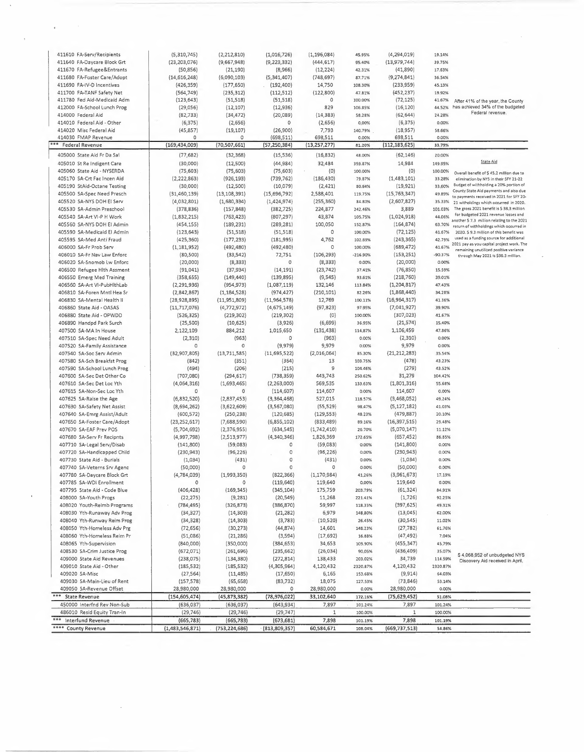| Account | Col 1 | Col 2 | Col 3 | Col 4 | Col 5 | Col 6 | Col 7 | Notes |
|---|---|---|---|---|---|---|---|---|
| 411610 FA-Serv/Recipients | (5,310,745) | (2,212,810) | (1,016,726) | (1,196,084) | 45.95% | (4,294,019) | 19.14% | |
| 411640 FA-Daycare Block Grt | (23,203,076) | (9,667,948) | (9,223,332) | (444,617) | 95.40% | (13,979,744) | 39.75% | |
| 411670 FA-Refugee&Entrants | (50,856) | (21,190) | (8,966) | (12,224) | 42.31% | (41,890) | 17.63% | |
| 411680 FA-Foster Care/Adopt | (14,616,248) | (6,090,103) | (5,341,407) | (748,697) | 87.71% | (9,274,841) | 36.54% | |
| 411690 FA-IV-D Incentives | (426,359) | (177,650) | (192,400) | 14,750 | 108.30% | (233,959) | 45.13% | |
| 411700 FA-TANF Safety Net | (564,749) | (235,312) | (112,512) | (122,800) | 47.81% | (452,237) | 19.92% | |
| 411780 Fed Aid-Medicaid Adm | (123,643) | (51,518) | (51,518) | 0 | 100.00% | (72,125) | 41.67% | After 41% of the year, the County has achieved 34% of the budgeted Federal revenue. |
| 412000 FA-School Lunch Prog | (29,056) | (12,107) | (12,936) | 829 | 106.85% | (16,120) | 44.52% | |
| 414000 Federal Aid | (82,733) | (34,472) | (20,089) | (14,383) | 58.28% | (62,644) | 24.28% | |
| 414010 Federal Aid - Other | (6,375) | (2,656) | 0 | (2,656) | 0.00% | (6,375) | 0.00% | |
| 414020 Misc Federal Aid | (45,857) | (19,107) | (26,900) | 7,793 | 140.79% | (18,957) | 58.66% | |
| 414030 FMAP Revenue | 0 | 0 | (698,511) | 698,511 | 0.00% | 698,511 | 0.00% | |
| *** Federal Revenue | (169,434,009) | (70,507,661) | (57,250,384) | (13,257,277) | 81.20% | (112,183,625) | 33.79% | |
| 405000 State Aid Fr Da Sal | (77,682) | (32,368) | (15,536) | (16,832) | 48.00% | (62,146) | 20.00% | |
| 405010 St Re Indigent Care | (30,000) | (12,500) | (44,984) | 32,484 | 359.87% | 14,984 | 149.95% | State Aid |
| 405060 State Aid - NYSERDA | (75,603) | (75,603) | (75,603) | (0) | 100.00% | (0) | 100.00% | Overall benefit of $ 45.2 million due to elimination by NYS in their SFY 21-22 Budget of withholding a 20% portion of County State Aid payments and also due to payments received in 2021 for SFY 20-21 witholdings which occurred in 2020. The gross 2021 benefit is $ 38.3 million for budgeted 2021 revenue losses and another $ 7.3 million relating to the 2021 return of withholdings which occurred in 2020. $ 9.3 million of this benefit was used as a funding source for additional 2021 pay as you capital project work. The remaining unutilized positive variance through May 2021 is $36.3 million. |
| 405170 SA-Crt Fac Incen Aid | (2,222,863) | (926,193) | (739,762) | (186,430) | 79.87% | (1,483,101) | 33.28% | |
| 405190 StAid-Octane Testing | (30,000) | (12,500) | (10,079) | (2,421) | 80.64% | (19,921) | 33.60% | |
| 405500 SA-Spec Need Presch | (31,460,139) | (13,108,391) | (15,696,792) | 2,588,401 | 119.75% | (15,763,347) | 49.89% | |
| 405520 SA-NYS DOH EI Serv | (4,032,801) | (1,680,334) | (1,424,974) | (255,360) | 84.80% | (2,607,827) | 35.33% | |
| 405530 SA-Admin Preschool | (378,836) | (157,848) | (382,725) | 224,877 | 242.46% | 3,889 | 101.03% | |
| 405540 SA-Art VI-P H Work | (1,832,215) | (763,423) | (807,297) | 43,874 | 105.75% | (1,024,918) | 44.06% | |
| 405560 SA-NYS DOH EI Admin | (454,155) | (189,231) | (289,281) | 100,050 | 152.87% | (164,874) | 63.70% | |
| 405590 SA-Medicaid EI Admin | (123,643) | (51,518) | (51,518) | 0 | 100.00% | (72,125) | 41.67% | |
| 405595 SA-Med Anti Fraud | (425,360) | (177,233) | (181,995) | 4,762 | 102.69% | (243,365) | 42.79% | |
| 406000 SA-Fr Prob Serv | (1,181,952) | (492,480) | (492,480) | 0 | 100.00% | (689,472) | 41.67% | |
| 406010 SA-Fr Nav Law Enforc | (80,500) | (33,542) | 72,751 | (106,293) | -216.90% | (153,251) | -90.37% | |
| 406020 SA-Snomob Lw Enforc | (20,000) | (8,333) | 0 | (8,333) | 0.00% | (20,000) | 0.00% | |
| 406500 Refugee Hlth Assment | (91,041) | (37,934) | (14,191) | (23,742) | 37.41% | (76,850) | 15.59% | |
| 406550 Emerg Med Training | (358,655) | (149,440) | (139,895) | (9,545) | 93.61% | (218,760) | 39.01% | |
| 406560 SA-Art VI-PubHlthLab | (2,291,936) | (954,973) | (1,087,119) | 132,146 | 113.84% | (1,204,817) | 47.43% | |
| 406810 SA-Foren Mntl Hea Sr | (2,842,867) | (1,184,528) | (974,427) | (210,101) | 82.26% | (1,868,440) | 34.28% | |
| 406830 SA-Mental Health II | (28,928,895) | (11,951,809) | (11,964,578) | 12,769 | 100.11% | (16,964,317) | 41.36% | |
| 406860 State Aid - OASAS | (11,717,076) | (4,772,972) | (4,675,149) | (97,823) | 97.95% | (7,041,927) | 39.90% | |
| 406880 State Aid - OPWDD | (526,325) | (219,302) | (219,302) | (0) | 100.00% | (307,023) | 41.67% | |
| 406890 Handpd Park Surch | (25,500) | (10,625) | (3,926) | (6,699) | 36.95% | (21,574) | 15.40% | |
| 407500 SA-MA In House | 2,122,109 | 884,212 | 1,015,650 | (131,438) | 114.87% | 1,106,459 | 47.86% | |
| 407510 SA-Spec Need Adult | (2,310) | (963) | 0 | (963) | 0.00% | (2,310) | 0.00% | |
| 407520 SA-Family Assistance | 0 | 0 | (9,979) | 9,979 | 0.00% | 9,979 | 0.00% | |
| 407540 SA-Soc Serv Admin | (32,907,805) | (13,711,585) | (11,695,522) | (2,016,064) | 85.30% | (21,212,283) | 35.54% | |
| 407580 SA-Sch Breakfst Prog | (842) | (351) | (364) | 13 | 103.75% | (478) | 43.23% | |
| 407590 SA-School Lunch Prog | (494) | (206) | (215) | 9 | 104.46% | (279) | 43.52% | |
| 407600 SA-Sec Det Other Co | (707,080) | (294,617) | (738,359) | 443,743 | 250.62% | 31,279 | 104.42% | |
| 407610 SA-Sec Det Loc Yth | (4,064,316) | (1,693,465) | (2,263,000) | 569,535 | 133.63% | (1,801,316) | 55.68% | |
| 407615 SA-Non-Sec Loc Yth | 0 | 0 | (114,607) | 114,607 | 0.00% | 114,607 | 0.00% | |
| 407625 SA-Raise the Age | (6,832,520) | (2,837,453) | (3,364,468) | 527,015 | 118.57% | (3,468,052) | 49.24% | |
| 407630 SA-Safety Net Assist | (8,694,262) | (3,622,609) | (3,567,080) | (55,529) | 98.47% | (5,127,182) | 41.03% | |
| 407640 SA-Emrg Assist/Adult | (600,572) | (250,238) | (120,685) | (129,553) | 48.23% | (479,887) | 20.10% | |
| 407650 SA-Foster Care/Adopt | (23,252,617) | (7,688,590) | (6,855,102) | (833,489) | 89.16% | (16,397,515) | 29.48% | |
| 407670 SA-EAF Prev POS | (5,704,692) | (2,376,955) | (634,545) | (1,742,410) | 26.70% | (5,070,147) | 11.12% | |
| 407680 SA-Serv Fr Recipnts | (4,997,798) | (2,513,977) | (4,340,346) | 1,826,369 | 172.65% | (657,452) | 86.85% | |
| 407710 SA-Legal Serv/Disab | (141,800) | (59,083) | 0 | (59,083) | 0.00% | (141,800) | 0.00% | |
| 407720 SA-Handicapped Child | (230,943) | (96,226) | 0 | (96,226) | 0.00% | (230,943) | 0.00% | |
| 407730 State Aid - Burials | (1,034) | (431) | 0 | (431) | 0.00% | (1,034) | 0.00% | |
| 407740 SA-Veterns Srv Agenc | (50,000) | 0 | 0 | 0 | 0.00% | (50,000) | 0.00% | |
| 407780 SA-Daycare Block Grt | (4,784,039) | (1,993,350) | (822,366) | (1,170,984) | 41.26% | (3,961,673) | 17.19% | |
| 407785 SA-WDI Enrollment | 0 | 0 | (119,640) | 119,640 | 0.00% | 119,640 | 0.00% | |
| 407795 State Aid - Code Blue | (406,428) | (169,345) | (345,104) | 175,759 | 203.79% | (61,324) | 84.91% | |
| 408000 SA-Youth Progs | (22,275) | (9,281) | (20,549) | 11,268 | 221.41% | (1,726) | 92.25% | |
| 408020 Youth-Reimb Programs | (784,495) | (326,873) | (386,870) | 59,997 | 118.35% | (397,625) | 49.31% | |
| 408030 Yth-Runaway Adv Prog | (34,327) | (14,303) | (21,282) | 6,979 | 148.80% | (13,045) | 62.00% | |
| 408040 Yth-Runway Reim Prog | (34,328) | (14,303) | (3,783) | (10,520) | 26.45% | (30,545) | 11.02% | |
| 408050 Yth-Homeless Adv Prg | (72,656) | (30,273) | (44,874) | 14,601 | 148.23% | (27,782) | 61.76% | |
| 408060 Yth-Homeless Reim Pr | (51,086) | (21,286) | (3,594) | (17,692) | 16.88% | (47,492) | 7.04% | |
| 408065 Yth-Supervision | (840,000) | (350,000) | (384,653) | 34,653 | 109.90% | (455,347) | 45.79% | |
| 408530 SA-Crim Justice Prog | (672,071) | (261,696) | (235,662) | (26,034) | 90.05% | (436,409) | 35.07% | |
| 409000 State Aid Revenues | (238,075) | (134,380) | (272,814) | 138,433 | 203.02% | 34,739 | 114.59% | $ 4,068,952 of unbudgeted NYS Discovery Aid received in April. |
| 409010 State Aid - Other | (185,532) | (185,532) | (4,305,964) | 4,120,432 | 2320.87% | 4,120,432 | 2320.87% | |
| 409020 SA-Misc | (27,564) | (11,485) | (17,650) | 6,165 | 153.68% | (9,914) | 64.03% | |
| 409030 SA-Main-Lieu of Rent | (157,578) | (65,658) | (83,732) | 18,075 | 127.53% | (73,846) | 53.14% | |
| 409050 SA-Revenue Offset | 28,980,000 | 28,980,000 | 0 | 28,980,000 | 0.00% | 28,980,000 | 0.00% | |
| *** State Revenue | (154,605,474) | (45,873,382) | (78,976,022) | 33,102,640 | 172.16% | (75,629,452) | 51.08% | |
| 450000 Interfnd Rev Non-Sub | (636,037) | (636,037) | (643,934) | 7,897 | 101.24% | 7,897 | 101.24% | |
| 486010 Resid Equity Tran-In | (29,746) | (29,746) | (29,747) | 1 | 100.00% | 1 | 100.00% | |
| *** Interfund Revenue | (665,783) | (665,783) | (673,681) | 7,898 | 101.19% | 7,898 | 101.19% | |
| **** County Revenue | (1,483,546,871) | (753,224,686) | (813,809,357) | 60,584,671 | 108.04% | (669,737,513) | 54.86% | |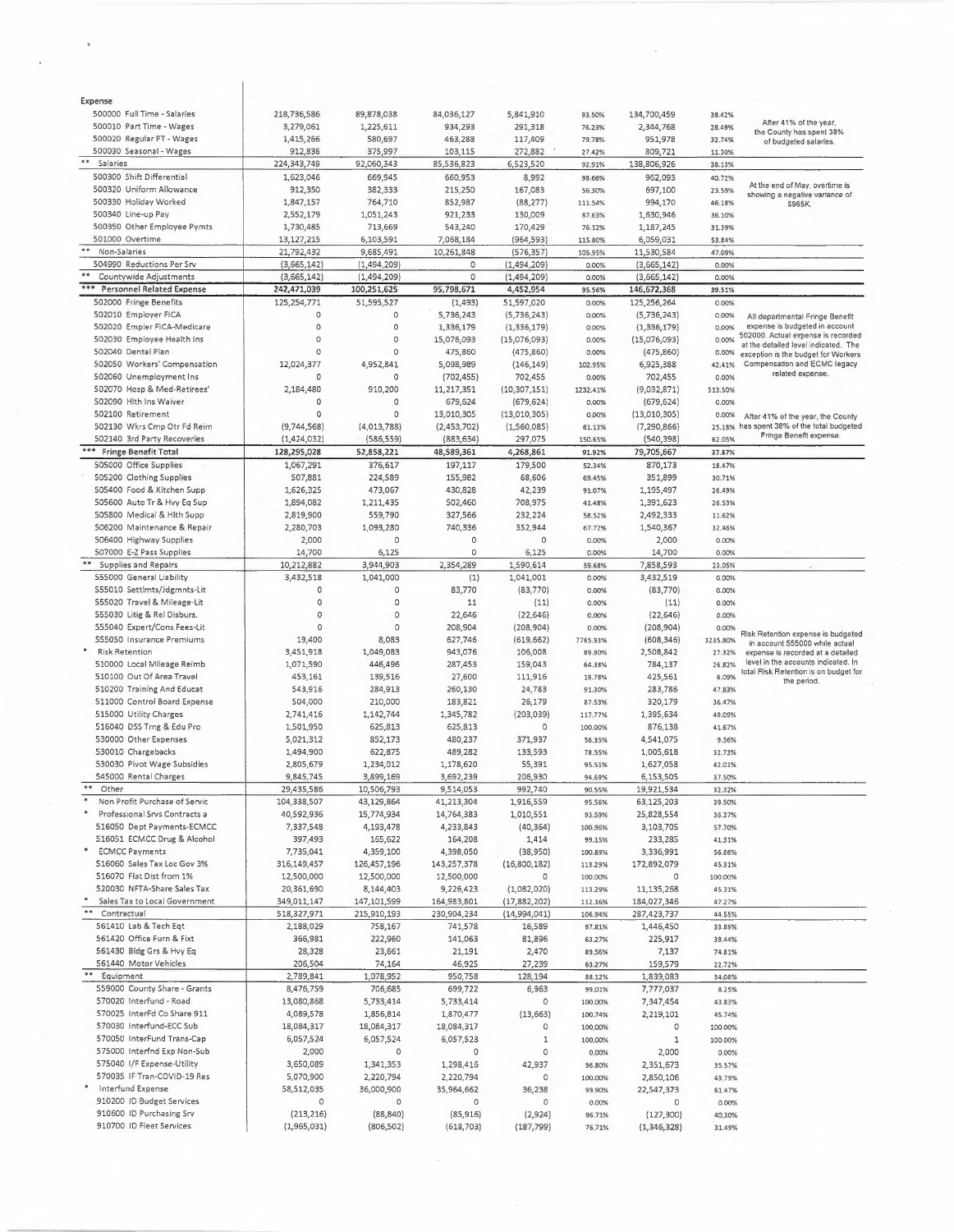| Expense | | | | | | | | |
|---|---|---|---|---|---|---|---|---|
| 500000 Full Time - Salaries | 218,736,586 | 89,878,038 | 84,036,127 | 5,841,910 | 93.50% | 134,700,459 | 38.42% | After 41% of the year, the County has spent 38% of budgeted salaries. |
| 500010 Part Time - Wages | 3,279,061 | 1,225,611 | 934,293 | 291,318 | 76.23% | 2,344,768 | 28.49% | |
| 500020 Regular PT - Wages | 1,415,266 | 580,697 | 463,288 | 117,409 | 79.78% | 951,978 | 32.74% | |
| 500030 Seasonal - Wages | 912,836 | 375,997 | 103,115 | 272,882 | 27.42% | 809,721 | 11.30% | |
| ** Salaries | 224,343,749 | 92,060,343 | 85,536,823 | 6,523,520 | 92.91% | 138,806,926 | 38.13% | |
| 500300 Shift Differential | 1,623,046 | 669,945 | 660,953 | 8,992 | 98.66% | 962,093 | 40.72% | At the end of May, overtime is showing a negative variance of $965K. |
| 500320 Uniform Allowance | 912,350 | 382,333 | 215,250 | 167,083 | 56.30% | 697,100 | 23.59% | |
| 500330 Holiday Worked | 1,847,157 | 764,710 | 852,987 | (88,277) | 111.54% | 994,170 | 46.18% | |
| 500340 Line-up Pay | 2,552,179 | 1,051,243 | 921,233 | 130,009 | 87.63% | 1,630,946 | 36.10% | |
| 500350 Other Employee Pymts | 1,730,485 | 713,669 | 543,240 | 170,429 | 76.12% | 1,187,245 | 31.39% | |
| 501000 Overtime | 13,127,215 | 6,103,591 | 7,068,184 | (964,593) | 115.80% | 6,059,031 | 53.84% | |
| ** Non-Salaries | 21,792,432 | 9,685,491 | 10,261,848 | (576,357) | 105.95% | 11,530,584 | 47.09% | |
| 504990 Reductions Per Srv | (3,665,142) | (1,494,209) | 0 | (1,494,209) | 0.00% | (3,665,142) | 0.00% | |
| ** Countywide Adjustments | (3,665,142) | (1,494,209) | 0 | (1,494,209) | 0.00% | (3,665,142) | 0.00% | |
| *** Personnel Related Expense | 242,471,039 | 100,251,625 | 95,798,671 | 4,452,954 | 95.56% | 146,672,368 | 39.51% | |
| 502000 Fringe Benefits | 125,254,771 | 51,595,527 | (1,493) | 51,597,020 | 0.00% | 125,256,264 | 0.00% | All departmental Fringe Benefit expense is budgeted in account 502000. Actual expense is recorded at the detailed level indicated. The exception is the budget for Workers Compensation and ECMC legacy related expense. |
| 502010 Employer FICA | 0 | 0 | 5,736,243 | (5,736,243) | 0.00% | (5,736,243) | 0.00% | |
| 502020 Empler FICA-Medicare | 0 | 0 | 1,336,179 | (1,336,179) | 0.00% | (1,336,179) | 0.00% | |
| 502030 Employee Health Ins | 0 | 0 | 15,076,093 | (15,076,093) | 0.00% | (15,076,093) | 0.00% | |
| 502040 Dental Plan | 0 | 0 | 475,860 | (475,860) | 0.00% | (475,860) | 0.00% | |
| 502050 Workers' Compensation | 12,024,377 | 4,952,841 | 5,098,989 | (146,149) | 102.95% | 6,925,388 | 42.41% | |
| 502060 Unemployment Ins | 0 | 0 | (702,455) | 702,455 | 0.00% | 702,455 | 0.00% | |
| 502070 Hosp & Med-Retirees' | 2,184,480 | 910,200 | 11,217,351 | (10,307,151) | 1232.41% | (9,032,871) | 513.50% | |
| 502090 Hlth Ins Waiver | 0 | 0 | 679,624 | (679,624) | 0.00% | (679,624) | 0.00% | |
| 502100 Retirement | 0 | 0 | 13,010,305 | (13,010,305) | 0.00% | (13,010,305) | 0.00% | After 41% of the year, the County has spent 38% of the total budgeted Fringe Benefit expense. |
| 502130 Wkrs Cmp Otr Fd Reim | (9,744,568) | (4,013,788) | (2,453,702) | (1,560,085) | 61.13% | (7,290,866) | 25.18% | |
| 502140 3rd Party Recoveries | (1,424,032) | (586,559) | (883,634) | 297,075 | 150.65% | (540,398) | 62.05% | |
| *** Fringe Benefit Total | 128,295,028 | 52,858,221 | 48,589,361 | 4,268,861 | 91.92% | 79,705,667 | 37.87% | |
| 505000 Office Supplies | 1,067,291 | 376,617 | 197,117 | 179,500 | 52.34% | 870,173 | 18.47% | |
| 505200 Clothing Supplies | 507,881 | 224,589 | 155,982 | 68,606 | 69.45% | 351,899 | 30.71% | |
| 505400 Food & Kitchen Supp | 1,626,325 | 473,067 | 430,828 | 42,239 | 91.07% | 1,195,497 | 26.49% | |
| 505600 Auto Tr & Hvy Eq Sup | 1,894,082 | 1,211,435 | 502,460 | 708,975 | 41.48% | 1,391,623 | 26.53% | |
| 505800 Medical & Hlth Supp | 2,819,900 | 559,790 | 327,566 | 232,224 | 58.52% | 2,492,333 | 11.62% | |
| 506200 Maintenance & Repair | 2,280,703 | 1,093,280 | 740,336 | 352,944 | 67.72% | 1,540,367 | 32.46% | |
| 506400 Highway Supplies | 2,000 | 0 | 0 | 0 | 0.00% | 2,000 | 0.00% | |
| 507000 E-Z Pass Supplies | 14,700 | 6,125 | 0 | 6,125 | 0.00% | 14,700 | 0.00% | |
| ** Supplies and Repairs | 10,212,882 | 3,944,903 | 2,354,289 | 1,590,614 | 59.68% | 7,858,593 | 23.05% | |
| 555000 General Liability | 3,432,518 | 1,041,000 | (1) | 1,041,001 | 0.00% | 3,432,519 | 0.00% | Risk Retention expense is budgeted in account 555000 while actual expense is recorded at a detailed level in the accounts indicated. In total Risk Retention is on budget for the period. |
| 555010 Settlmts/Jdgmnts-Lit | 0 | 0 | 83,770 | (83,770) | 0.00% | (83,770) | 0.00% | |
| 555020 Travel & Mileage-Lit | 0 | 0 | 11 | (11) | 0.00% | (11) | 0.00% | |
| 555030 Litig & Rel Disburs. | 0 | 0 | 22,646 | (22,646) | 0.00% | (22,646) | 0.00% | |
| 555040 Expert/Cons Fees-Lit | 0 | 0 | 208,904 | (208,904) | 0.00% | (208,904) | 0.00% | |
| 555050 Insurance Premiums | 19,400 | 8,083 | 627,746 | (619,662) | 7765.93% | (608,346) | 3235.80% | |
| * Risk Retention | 3,451,918 | 1,049,083 | 943,076 | 106,008 | 89.90% | 2,508,842 | 27.32% | |
| 510000 Local Mileage Reimb | 1,071,590 | 446,496 | 287,453 | 159,043 | 64.38% | 784,137 | 26.82% | |
| 510100 Out Of Area Travel | 453,161 | 139,516 | 27,600 | 111,916 | 19.78% | 425,561 | 6.09% | |
| 510200 Training And Educat | 543,916 | 284,913 | 260,130 | 24,783 | 91.30% | 283,786 | 47.83% | |
| 511000 Control Board Expense | 504,000 | 210,000 | 183,821 | 26,179 | 87.53% | 320,179 | 36.47% | |
| 515000 Utility Charges | 2,741,416 | 1,142,744 | 1,345,782 | (203,039) | 117.77% | 1,395,634 | 49.09% | |
| 516040 DSS Trng & Edu Pro | 1,501,950 | 625,813 | 625,813 | 0 | 100.00% | 876,138 | 41.67% | |
| 530000 Other Expenses | 5,021,312 | 852,173 | 480,237 | 371,937 | 56.35% | 4,541,075 | 9.56% | |
| 530010 Chargebacks | 1,494,900 | 622,875 | 489,282 | 133,593 | 78.55% | 1,005,618 | 32.73% | |
| 530030 Pivot Wage Subsidies | 2,805,679 | 1,234,012 | 1,178,620 | 55,391 | 95.51% | 1,627,058 | 42.01% | |
| 545000 Rental Charges | 9,845,745 | 3,899,169 | 3,692,239 | 206,930 | 94.69% | 6,153,505 | 37.50% | |
| ** Other | 29,435,586 | 10,506,793 | 9,514,053 | 992,740 | 90.55% | 19,921,534 | 32.32% | |
| * Non Profit Purchase of Servic | 104,338,507 | 43,129,864 | 41,213,304 | 1,916,559 | 95.56% | 63,125,203 | 39.50% | |
| * Professional Srvs Contracts a | 40,592,936 | 15,774,934 | 14,764,383 | 1,010,551 | 93.59% | 25,828,554 | 36.37% | |
| 516050 Dept Payments-ECMCC | 7,337,548 | 4,193,478 | 4,233,843 | (40,364) | 100.96% | 3,103,705 | 57.70% | |
| 516051 ECMCC Drug & Alcohol | 397,493 | 165,622 | 164,208 | 1,414 | 99.15% | 233,285 | 41.31% | |
| * ECMCC Payments | 7,735,041 | 4,359,100 | 4,398,050 | (38,950) | 100.89% | 3,336,991 | 56.86% | |
| 516060 Sales Tax Loc Gov 3% | 316,149,457 | 126,457,196 | 143,257,378 | (16,800,182) | 113.29% | 172,892,079 | 45.31% | |
| 516070 Flat Dist from 1% | 12,500,000 | 12,500,000 | 12,500,000 | 0 | 100.00% | 0 | 100.00% | |
| 520030 NFTA-Share Sales Tax | 20,361,690 | 8,144,403 | 9,226,423 | (1,082,020) | 113.29% | 11,135,268 | 45.31% | |
| * Sales Tax to Local Government | 349,011,147 | 147,101,599 | 164,983,801 | (17,882,202) | 112.16% | 184,027,346 | 47.27% | |
| ** Contractual | 518,327,971 | 215,910,193 | 230,904,234 | (14,994,041) | 106.94% | 287,423,737 | 44.55% | |
| 561410 Lab & Tech Eqt | 2,188,029 | 758,167 | 741,578 | 16,589 | 97.81% | 1,446,450 | 33.89% | |
| 561420 Office Furn & Fixt | 366,981 | 222,960 | 141,063 | 81,896 | 63.27% | 225,917 | 38.44% | |
| 561430 Bldg Grs & Hvy Eq | 28,328 | 23,661 | 21,191 | 2,470 | 89.56% | 7,137 | 74.81% | |
| 561440 Motor Vehicles | 206,504 | 74,164 | 46,925 | 27,239 | 63.27% | 159,579 | 22.72% | |
| ** Equipment | 2,789,841 | 1,078,952 | 950,758 | 128,194 | 88.12% | 1,839,083 | 34.08% | |
| 559000 County Share - Grants | 8,476,759 | 706,685 | 699,722 | 6,963 | 99.01% | 7,777,037 | 8.25% | |
| 570020 Interfund - Road | 13,080,868 | 5,733,414 | 5,733,414 | 0 | 100.00% | 7,347,454 | 43.83% | |
| 570025 InterFd Co Share 911 | 4,089,578 | 1,856,814 | 1,870,477 | (13,663) | 100.74% | 2,219,101 | 45.74% | |
| 570030 Interfund-ECC Sub | 18,084,317 | 18,084,317 | 18,084,317 | 0 | 100.00% | 0 | 100.00% | |
| 570050 InterFund Trans-Cap | 6,057,524 | 6,057,524 | 6,057,523 | 1 | 100.00% | 1 | 100.00% | |
| 575000 Interfnd Exp Non-Sub | 2,000 | 0 | 0 | 0 | 0.00% | 2,000 | 0.00% | |
| 575040 I/F Expense-Utility | 3,650,089 | 1,341,353 | 1,298,416 | 42,937 | 96.80% | 2,351,673 | 35.57% | |
| 570035 IF Tran-COVID-19 Res | 5,070,900 | 2,220,794 | 2,220,794 | 0 | 100.00% | 2,850,106 | 43.79% | |
| * Interfund Expense | 58,512,035 | 36,000,900 | 35,964,662 | 36,238 | 99.90% | 22,547,373 | 61.47% | |
| 910200 ID Budget Services | 0 | 0 | 0 | 0 | 0.00% | 0 | 0.00% | |
| 910600 ID Purchasing Srv | (213,216) | (88,840) | (85,916) | (2,924) | 96.71% | (127,300) | 40.30% | |
| 910700 ID Fleet Services | (1,965,031) | (806,502) | (618,703) | (187,799) | 76.71% | (1,346,328) | 31.49% | |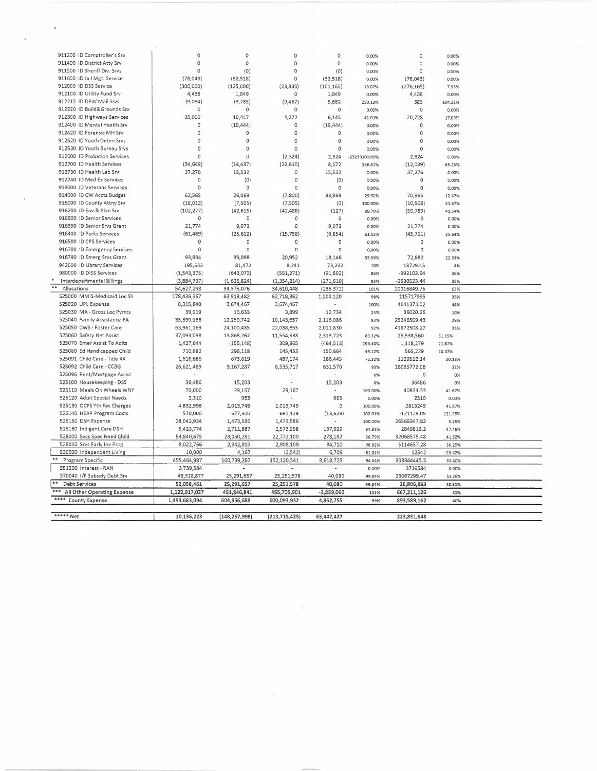| | | | | | | | |
|---|---|---|---|---|---|---|---|
| 911200 ID Comptroller's Srv | 0 | 0 | 0 | 0 | 0.00% | 0 | 0.00% |
| 911400 ID District Atty Srv | 0 | 0 | 0 | 0 | 0.00% | 0 | 0.00% |
| 911500 ID Sheriff Div. Srvs | 0 | (0) | 0 | (0) | 0.00% | 0 | 0.00% |
| 911600 ID Jail Mgt. Service | (78,043) | (32,518) | 0 | (32,518) | 0.00% | (78,043) | 0.00% |
| 912000 ID DSS Service | (300,000) | (125,000) | (23,835) | (101,165) | 19.07% | (276,165) | 7.95% |
| 912100 ID Utility Fund Srv | 4,438 | 1,849 | 0 | 1,849 | 0.00% | 4,438 | 0.00% |
| 912215 ID DPW Mail Srvs | (9,084) | (3,785) | (9,467) | 5,682 | 250.13% | 383 | 104.22% |
| 912220 ID Build&Grounds Srv | 0 | 0 | 0 | 0 | 0.00% | 0 | 0.00% |
| 912300 ID Highways Services | 25,000 | 10,417 | 4,272 | 6,145 | 41.01% | 20,728 | 17.09% |
| 912400 ID Mental Health Srv | 0 | (19,444) | 0 | (19,444) | 0.00% | 0 | 0.00% |
| 912420 ID Forensic MH Srv | 0 | 0 | 0 | 0 | 0.00% | 0 | 0.00% |
| 912520 ID Youth Deten Srvs | 0 | 0 | 0 | 0 | 0.00% | 0 | 0.00% |
| 912530 ID Youth Bureau Srvs | 0 | 0 | 0 | 0 | 0.00% | 0 | 0.00% |
| 912600 ID Probation Services | 0 | 0 | (2,324) | 2,324 | -23239100.00% | 2,324 | 0.00% |
| 912700 ID Health Services | (34,649) | (14,437) | (22,610) | 8,172 | 156.61% | (12,039) | 65.25% |
| 912730 ID Health Lab Srv | 37,276 | 15,532 | 0 | 15,532 | 0.00% | 37,276 | 0.00% |
| 912740 ID Med Ex Services | 0 | (0) | 0 | (0) | 0.00% | 0 | 0.00% |
| 913000 ID Veterans Services | 0 | 0 | 0 | 0 | 0.00% | 0 | 0.00% |
| 914000 ID CW Accts Budget | 62,565 | 26,069 | (7,800) | 33,869 | -29.92% | 70,365 | -12.47% |
| 916000 ID County Attny Srv | (18,013) | (7,505) | (7,505) | (0) | 100.00% | (10,508) | 41.67% |
| 916200 ID Env & Plan Srv | (102,277) | (42,615) | (42,488) | (127) | 99.70% | (59,789) | 41.54% |
| 916300 ID Senior Services | 0 | 0 | 0 | 0 | 0.00% | 0 | 0.00% |
| 916390 ID Senior Srvs Grant | 21,774 | 9,073 | 0 | 9,073 | 0.00% | 21,774 | 0.00% |
| 916400 ID Parks Services | (61,469) | (25,612) | (15,758) | (9,854) | 61.53% | (45,711) | 25.64% |
| 916500 ID CPS Services | 0 | 0 | 0 | 0 | 0.00% | 0 | 0.00% |
| 916700 ID Emergency Services | 0 | 0 | 0 | 0 | 0.00% | 0 | 0.00% |
| 916790 ID Emerg Srvs Grant | 93,834 | 39,098 | 20,952 | 18,146 | 53.59% | 72,882 | 22.33% |
| 942000 ID Library Services | 195,533 | 81,472 | 8,241 | 73,232 | 10% | 187292.5 | 4% |
| 980000 ID DISS Services | (1,543,375) | (643,073) | (551,271) | (91,802) | 86% | -992103.64 | 36% |
| * Interdepartmental Billings | (3,884,737) | (1,625,824) | (1,354,214) | (271,610) | 83% | -2530523.44 | 35% |
| ** Allocations | 54,627,298 | 34,375,076 | 34,610,448 | (235,372) | 101% | 20016849.75 | 63% |
| 525000 MMIS-Medicaid Loc Sh | 178,436,357 | 63,918,482 | 62,718,362 | 1,200,120 | 98% | 115717995 | 35% |
| 525020 UPL Expense | 8,315,840 | 3,674,467 | 3,674,467 | - | 100% | 4641373.02 | 44% |
| 525030 MA - Gross Loc Pymts | 39,919 | 16,633 | 3,899 | 12,734 | 23% | 36020.26 | 10% |
| 525040 Family Assistance-FA | 35,390,166 | 12,259,742 | 10,143,657 | 2,116,086 | 83% | 25246509.43 | 29% |
| 525050 CWS - Foster Care | 63,961,163 | 24,100,485 | 22,088,655 | 2,011,830 | 92% | 41872508.27 | 35% |
| 525060 Safety Net Assist | 37,093,098 | 13,868,262 | 11,554,538 | 2,313,723 | 83.32% | 25,538,560 | 31.15% |
| 525070 Emer Assist To Adlts | 1,427,644 | (155,148) | 309,365 | (464,513) | -199.40% | 1,118,279 | 21.67% |
| 525080 Ed Handicapped Child | 710,682 | 296,118 | 145,453 | 150,664 | 49.12% | 565,229 | 20.47% |
| 525091 Child Care - Title XX | 1,616,686 | 673,619 | 487,174 | 186,445 | 72.32% | 1129512.14 | 30.13% |
| 525092 Child Care - CCBG | 26,621,489 | 9,167,287 | 8,535,717 | 631,570 | 93% | 18085772.08 | 32% |
| 525096 Rent/Mortgage Assist | - | - | - | - | 0% | 0 | 0% |
| 525100 Housekeeping - DSS | 36,486 | 15,203 | - | 15,203 | 0% | 36486 | 0% |
| 525110 Meals On Wheels WNY | 70,000 | 29,167 | 29,167 | - | 100.00% | 40833.33 | 41.67% |
| 525120 Adult Special Needs | 2,310 | 963 | - | 963 | 0.00% | 2310 | 0.00% |
| 525130 OCFS Yth Fac Charges | 4,832,998 | 2,013,749 | 2,013,749 | 0 | 100.00% | 2819249 | 41.67% |
| 525140 HEAP Program Costs | 570,000 | 677,500 | 691,129 | (13,629) | 102.01% | -121129.05 | 121.25% |
| 525150 DSH Expense | 28,042,934 | 1,473,586 | 1,473,586 | - | 100.00% | 26569347.82 | 5.25% |
| 525160 Indigent Care DSH | 5,423,774 | 2,711,887 | 2,573,958 | 137,929 | 94.91% | 2849816.2 | 47.46% |
| 528000 Svcs Spec Need Child | 54,840,675 | 23,050,281 | 22,772,100 | 278,182 | 98.79% | 32068575.48 | 41.52% |
| 528010 Srvs Early Inv Prog | 8,022,766 | 2,942,819 | 2,908,109 | 34,710 | 98.82% | 5114657.28 | 36.25% |
| 530020 Independent Living | 10,000 | 4,167 | (2,542) | 6,709 | -61.01% | 12542 | -25.42% |
| ** Program Specific | 455,464,987 | 160,739,267 | 152,120,541 | 8,618,725 | 94.64% | 303344445.5 | 33.40% |
| 551200 Interest - RAN | 3,739,584 | - | - | - | 0.00% | 3739584 | 0.00% |
| 570040 I/F Subsidy Debt Srv | 48,318,877 | 25,291,657 | 25,251,578 | 40,080 | 99.84% | 23067299.47 | 52.26% |
| ** Debt Services | 52,058,461 | 25,291,657 | 25,251,578 | 40,080 | 99.84% | 26,806,883 | 48.51% |
| *** All Other Operating Expense | 1,122,917,027 | 451,846,841 | 455,705,901 | -3,859,060 | 101% | 667,211,126 | 41% |
| **** County Expense | 1,493,683,094 | 604,956,688 | 600,093,932 | 4,862,755 | 99% | 893,589,162 | 40% |
| ***** Net | 10,136,223 | (148,267,998) | (213,715,425) | 65,447,427 | | 223,851,648 | |